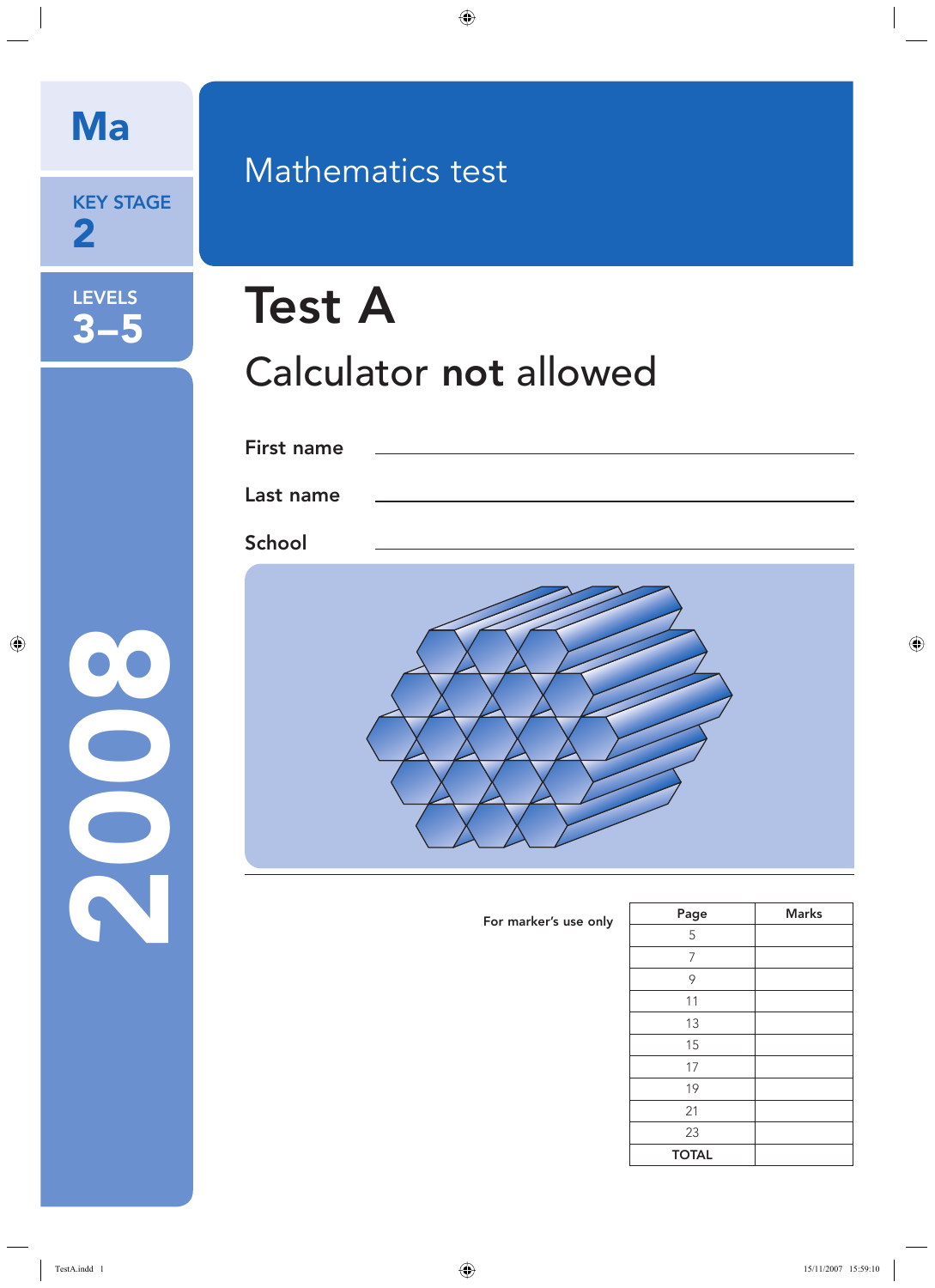Ma

KEY STAGE 2

LEVELS 3–5

2008

# Mathematics test

# Test A

## Calculator **not** allowed

First name ____________________

Last name ____________________

School ____________________

For marker's use only

| Page | Marks |
|---|---|
| 5 | |
| 7 | |
| 9 | |
| 11 | |
| 13 | |
| 15 | |
| 17 | |
| 19 | |
| 21 | |
| 23 | |
| TOTAL | |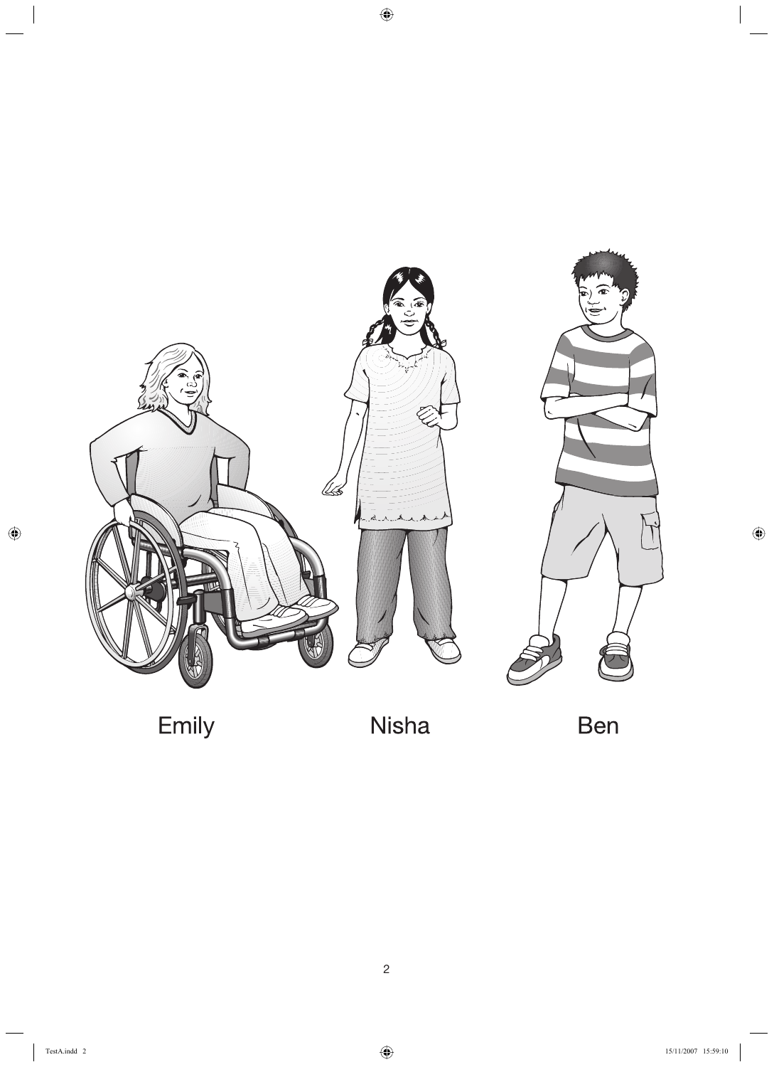Emily

Nisha

Ben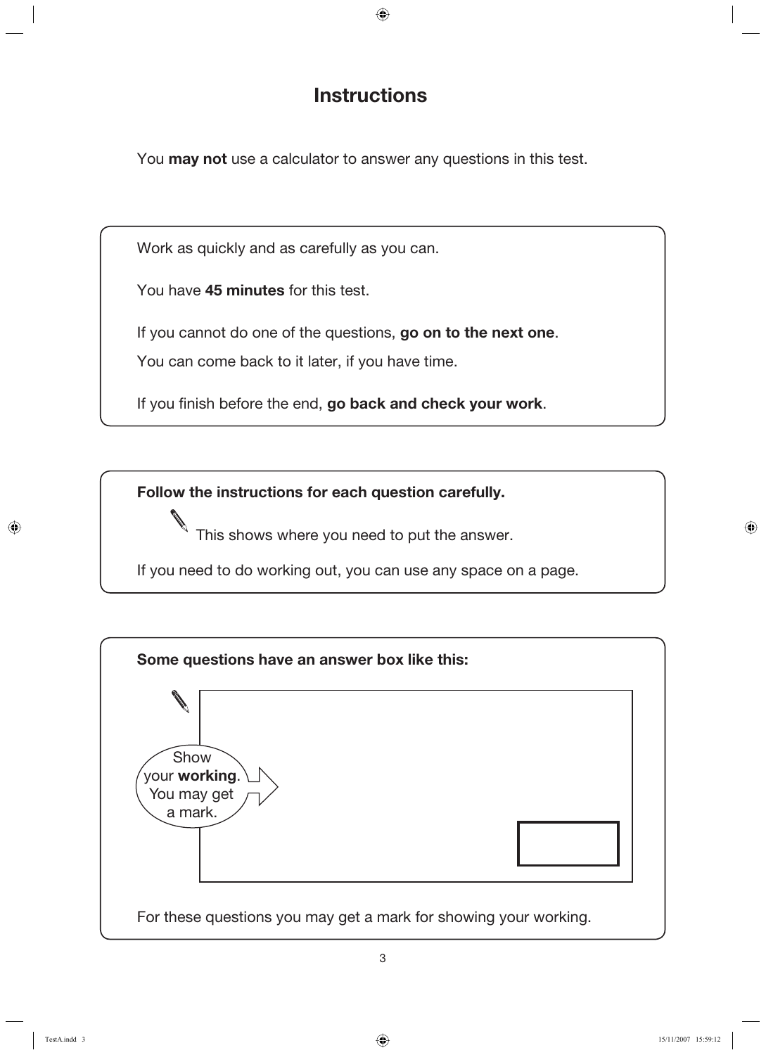# Instructions

You **may not** use a calculator to answer any questions in this test.

Work as quickly and as carefully as you can.

You have **45 minutes** for this test.

If you cannot do one of the questions, **go on to the next one**.

You can come back to it later, if you have time.

If you finish before the end, **go back and check your work**.

**Follow the instructions for each question carefully.**

This shows where you need to put the answer.

If you need to do working out, you can use any space on a page.

**Some questions have an answer box like this:**

Show your **working**. You may get a mark.

For these questions you may get a mark for showing your working.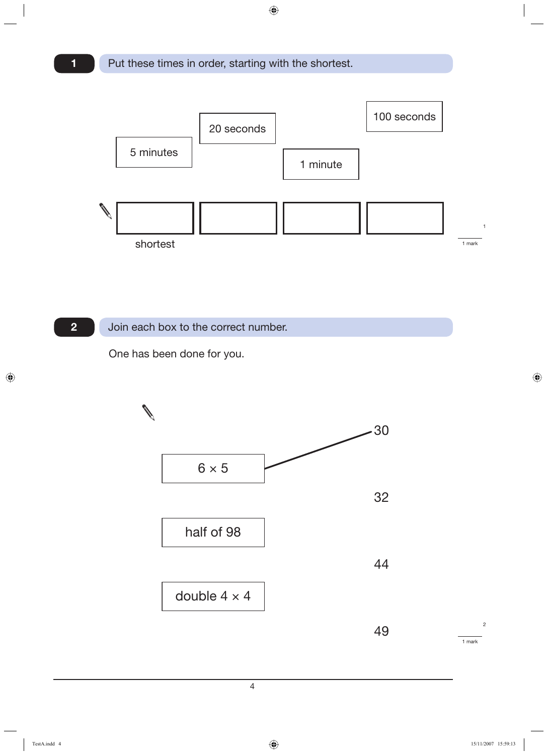**1** Put these times in order, starting with the shortest.

5 minutes | 20 seconds | 1 minute | 100 seconds

| | | | |
|---|---|---|---|
| | | | |

shortest

1 mark

**2** Join each box to the correct number.

One has been done for you.

| Box | Number |
|---|---|
| $6 \times 5$ | 30 |
| half of 98 | 32 |
| double $4 \times 4$ | 44 |
| | 49 |

($6 \times 5$ is joined to 30.)

1 mark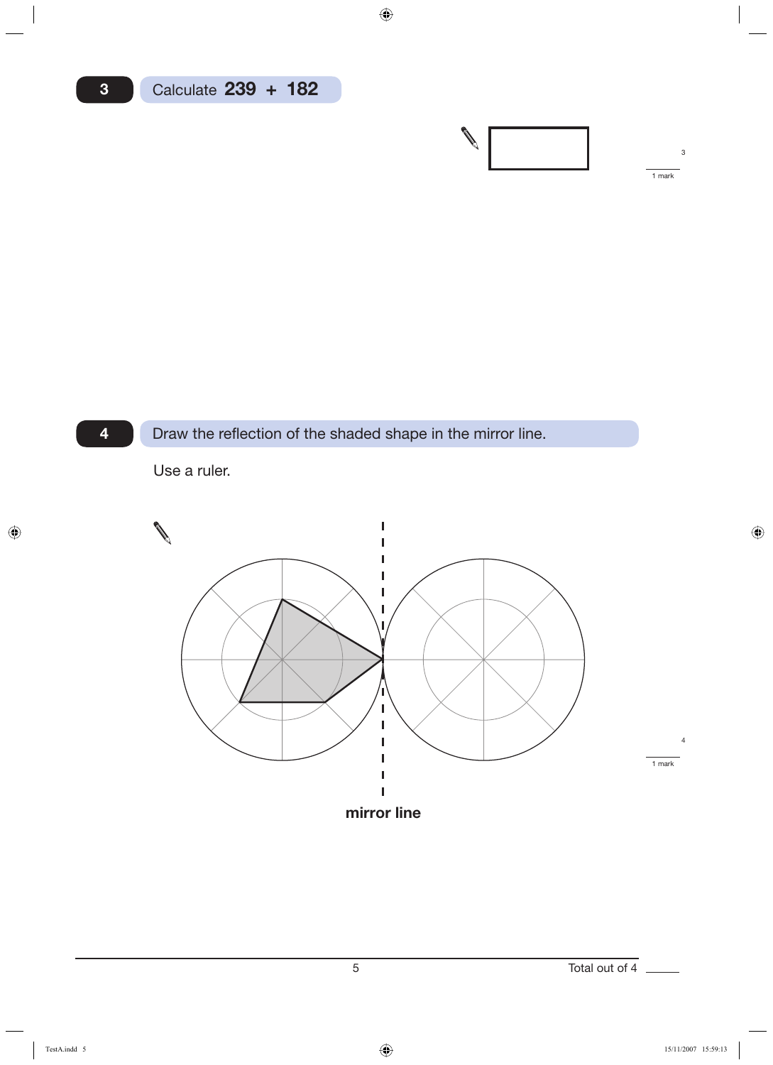**3** Calculate **239 + 182**

1 mark

**4** Draw the reflection of the shaded shape in the mirror line.

Use a ruler.

**mirror line**

1 mark

Total out of 4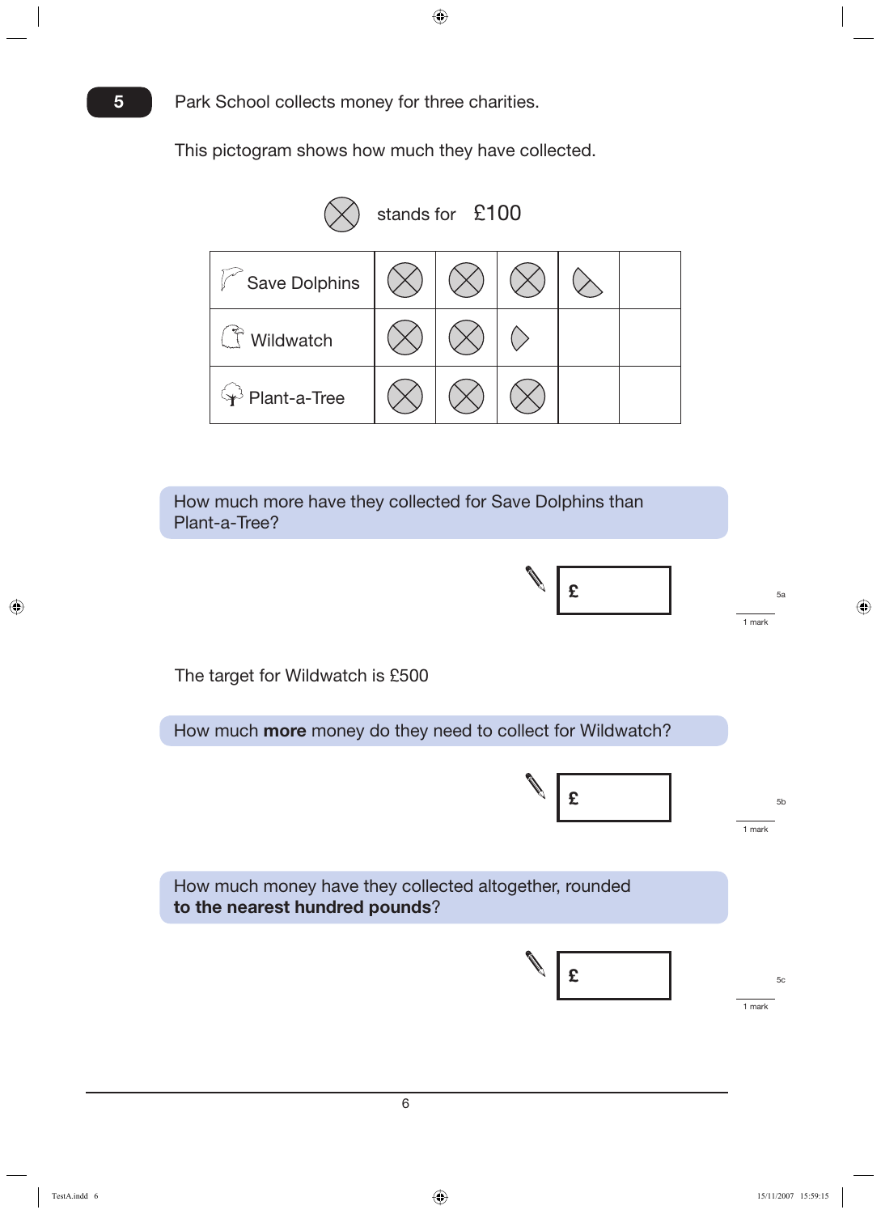**5** Park School collects money for three charities.

This pictogram shows how much they have collected.

⊗ stands for £100

| | | | | | |
|---|---|---|---|---|---|
| Save Dolphins | ⊗ | ⊗ | ⊗ | ◔ | |
| Wildwatch | ⊗ | ⊗ | ◗ | | |
| Plant-a-Tree | ⊗ | ⊗ | ⊗ | | |

How much more have they collected for Save Dolphins than Plant-a-Tree?

£

5a — 1 mark

The target for Wildwatch is £500

How much **more** money do they need to collect for Wildwatch?

£

5b — 1 mark

How much money have they collected altogether, rounded **to the nearest hundred pounds**?

£

5c — 1 mark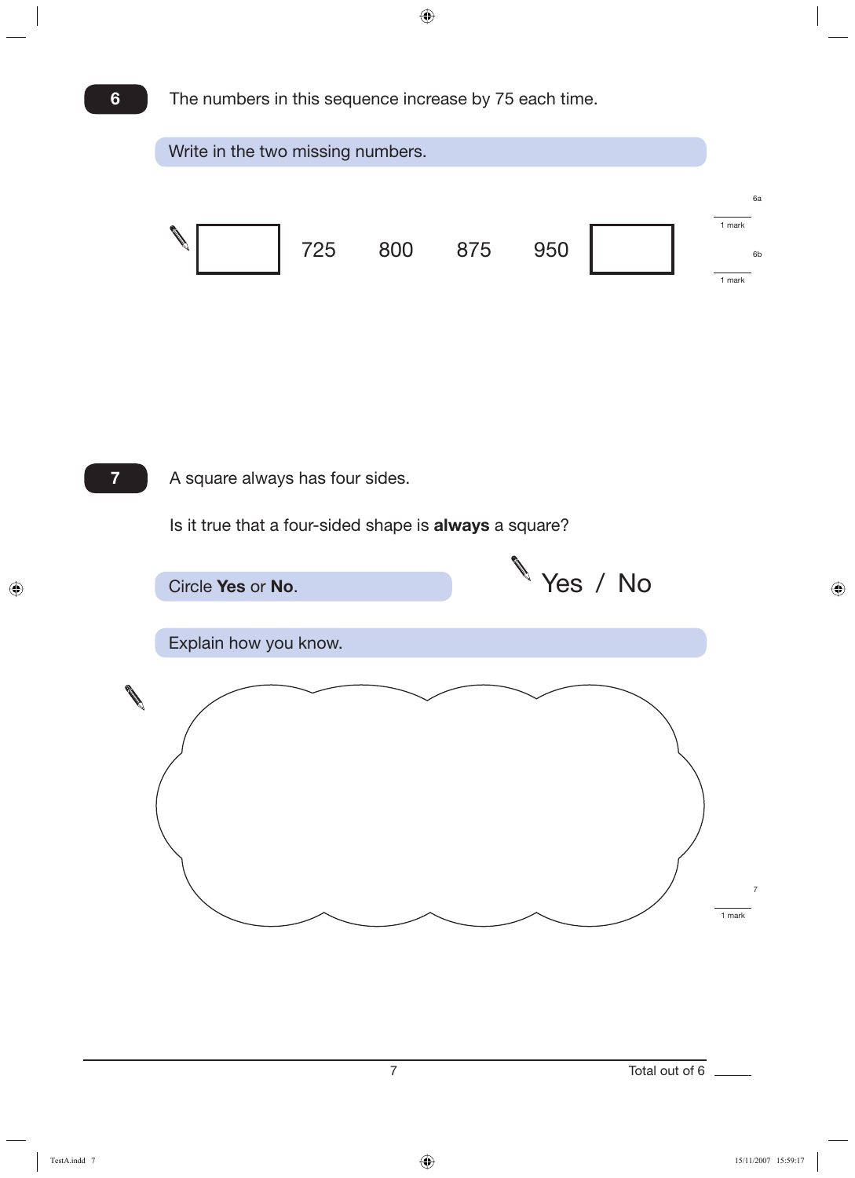**6** The numbers in this sequence increase by 75 each time.

**Write in the two missing numbers.**

| | | | | | |
|---|---|---|---|---|---|
| ☐ | 725 | 800 | 875 | 950 | ☐ |

6a — 1 mark

6b — 1 mark

**7** A square always has four sides.

Is it true that a four-sided shape is **always** a square?

**Circle Yes or No.**

Yes / No

**Explain how you know.**

7 — 1 mark

Total out of 6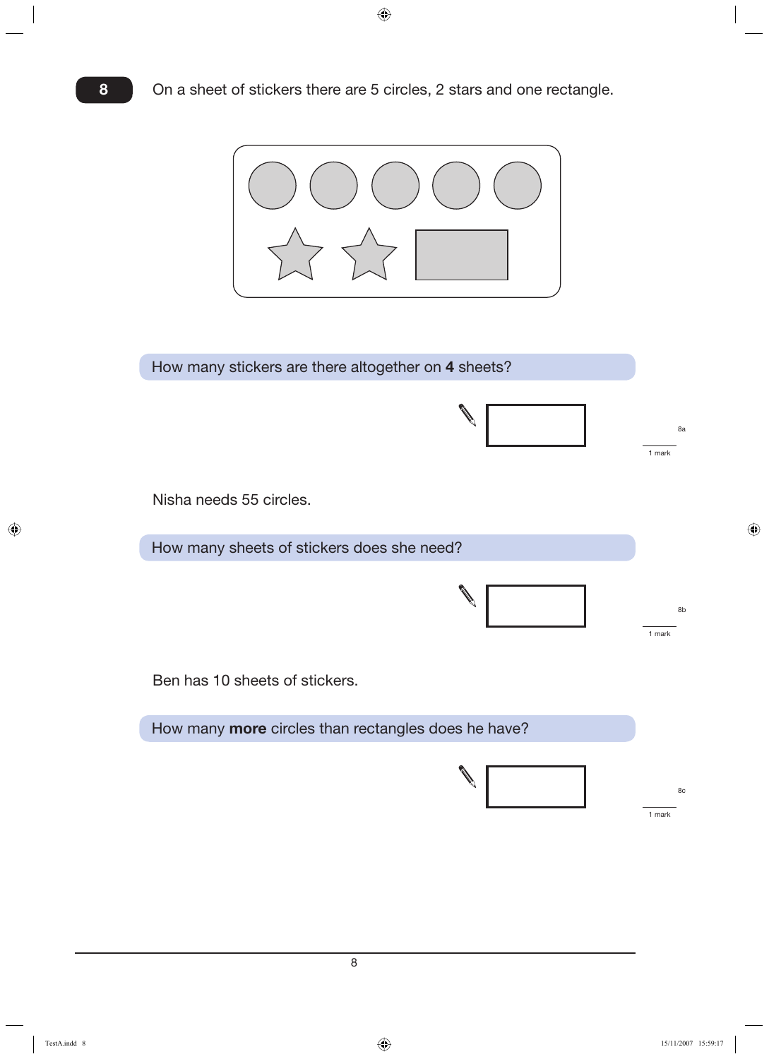**8** On a sheet of stickers there are 5 circles, 2 stars and one rectangle.

How many stickers are there altogether on **4** sheets?

8a

1 mark

Nisha needs 55 circles.

How many sheets of stickers does she need?

8b

1 mark

Ben has 10 sheets of stickers.

How many **more** circles than rectangles does he have?

8c

1 mark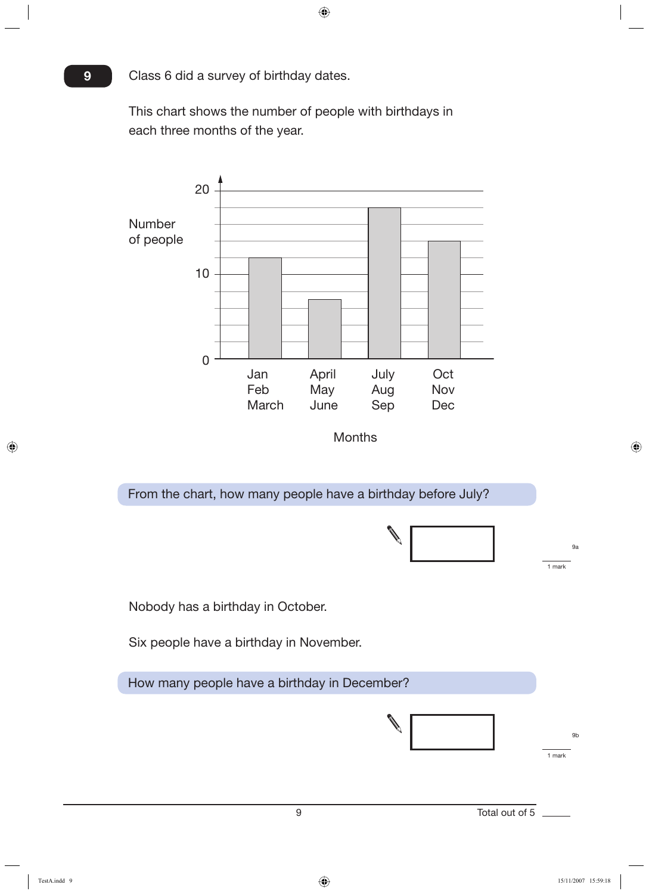**9** Class 6 did a survey of birthday dates.

This chart shows the number of people with birthdays in each three months of the year.

Number of people

| Months | Number of people |
|---|---|
| Jan Feb March | 12 |
| April May June | 7 |
| July Aug Sep | 18 |
| Oct Nov Dec | 14 |

From the chart, how many people have a birthday before July?

9a — 1 mark

Nobody has a birthday in October.

Six people have a birthday in November.

How many people have a birthday in December?

9b — 1 mark

Total out of 5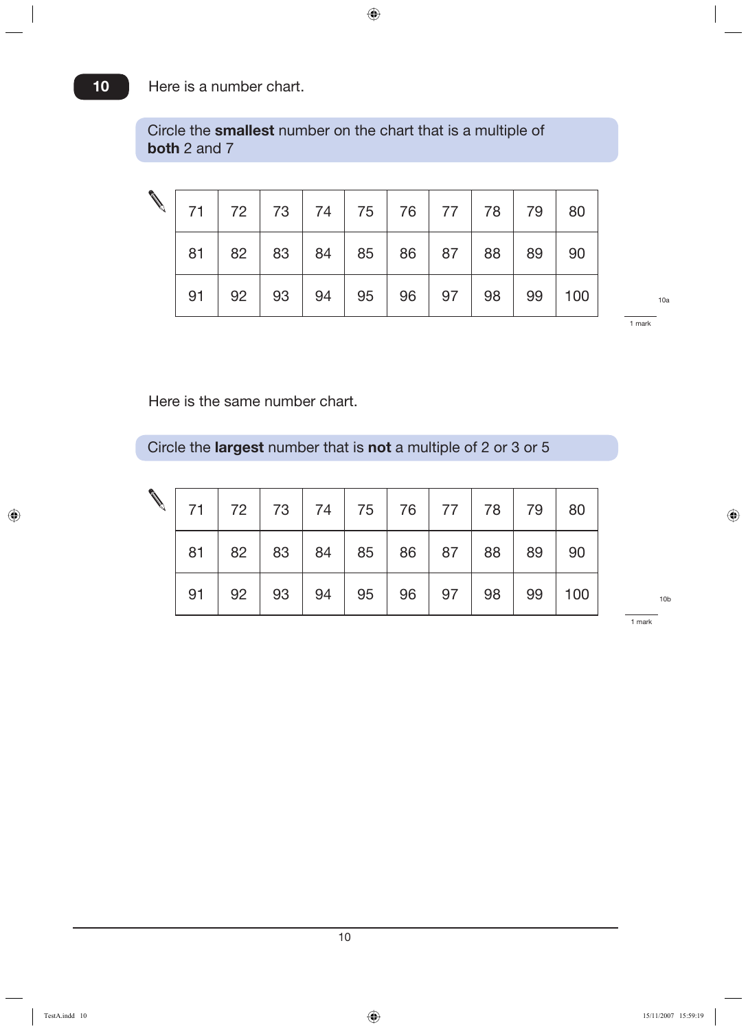**10** Here is a number chart.

Circle the **smallest** number on the chart that is a multiple of **both** 2 and 7

| 71 | 72 | 73 | 74 | 75 | 76 | 77 | 78 | 79 | 80 |
|---|---|---|---|---|---|---|---|---|---|
| 81 | 82 | 83 | 84 | 85 | 86 | 87 | 88 | 89 | 90 |
| 91 | 92 | 93 | 94 | 95 | 96 | 97 | 98 | 99 | 100 |

10a

1 mark

Here is the same number chart.

Circle the **largest** number that is **not** a multiple of 2 or 3 or 5

| 71 | 72 | 73 | 74 | 75 | 76 | 77 | 78 | 79 | 80 |
|---|---|---|---|---|---|---|---|---|---|
| 81 | 82 | 83 | 84 | 85 | 86 | 87 | 88 | 89 | 90 |
| 91 | 92 | 93 | 94 | 95 | 96 | 97 | 98 | 99 | 100 |

10b

1 mark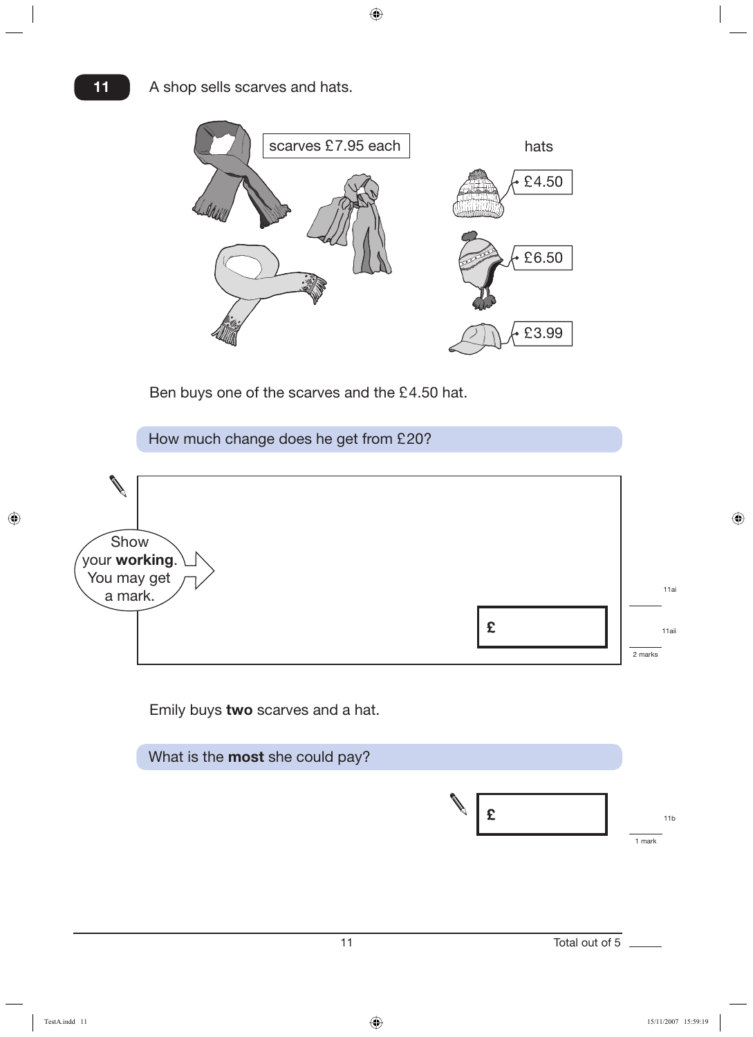**11** A shop sells scarves and hats.

scarves £7.95 each

hats

£4.50

£6.50

£3.99

Ben buys one of the scarves and the £4.50 hat.

**How much change does he get from £20?**

Show your **working**. You may get a mark.

£

11ai

11aii

2 marks

Emily buys **two** scarves and a hat.

**What is the most she could pay?**

£

11b

1 mark

Total out of 5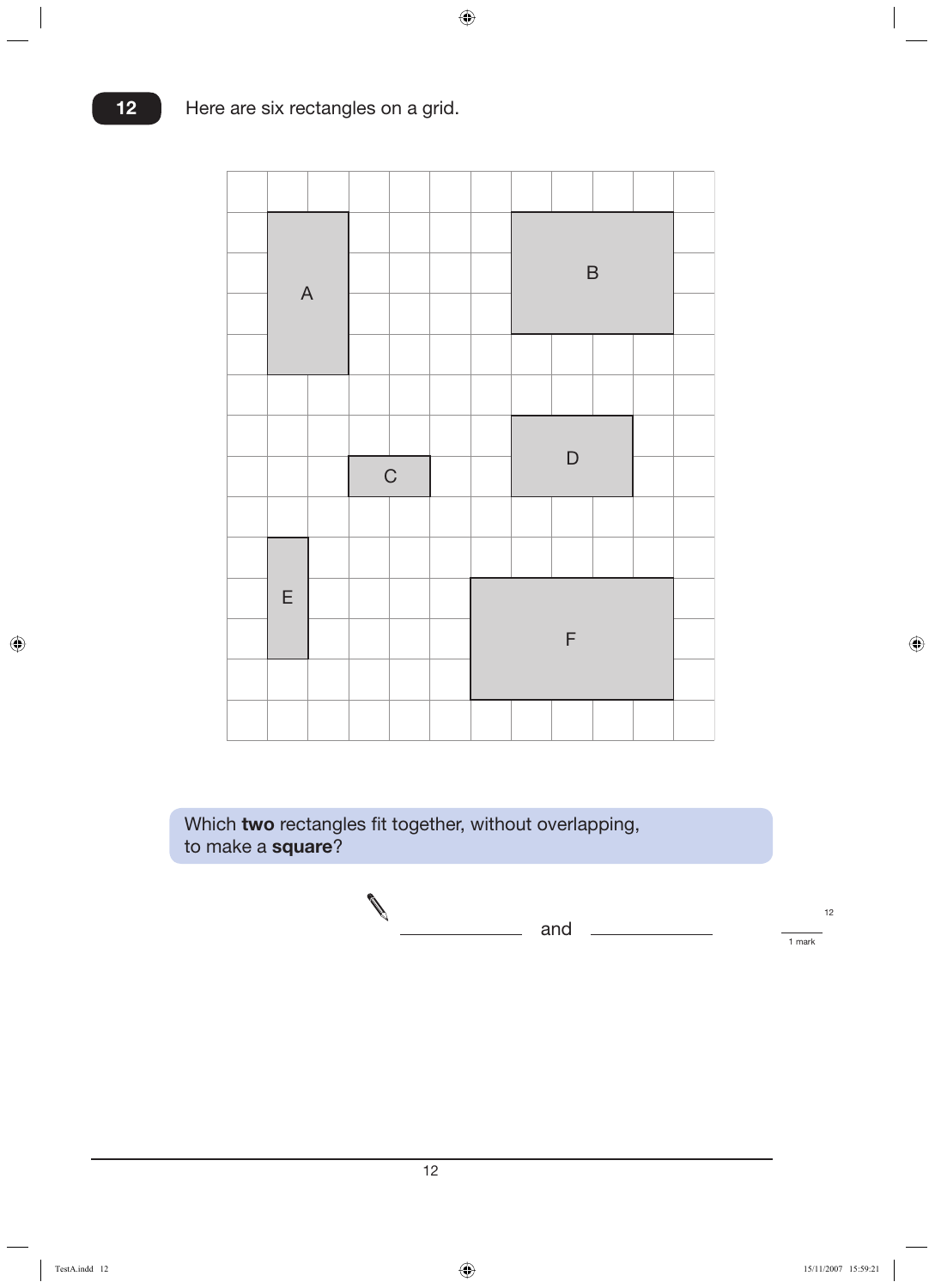**12** Here are six rectangles on a grid.

Which **two** rectangles fit together, without overlapping, to make a **square**?

_______________ and _______________

1 mark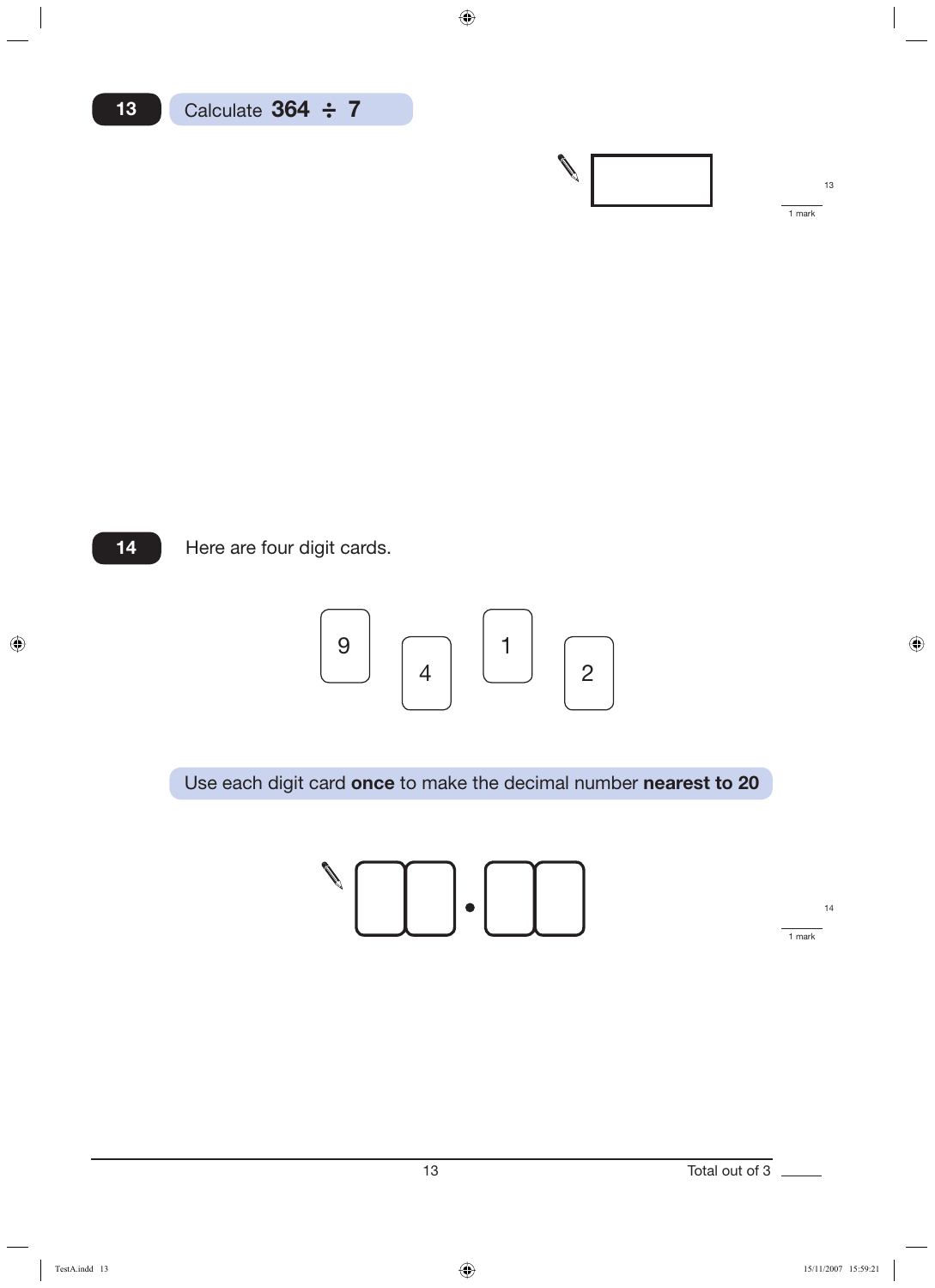**13** Calculate **364 ÷ 7**

[ ]

13

1 mark

**14** Here are four digit cards.

9 4 1 2

Use each digit card **once** to make the decimal number **nearest to 20**

[ ] [ ] . [ ] [ ]

14

1 mark

Total out of 3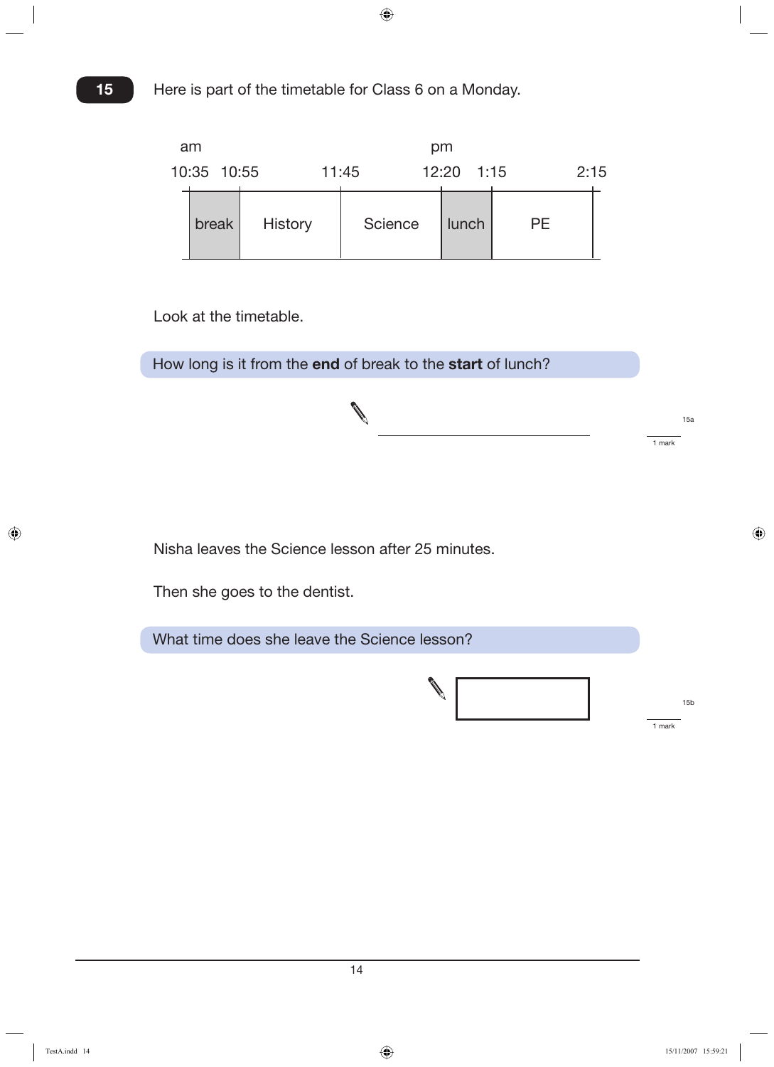**15** Here is part of the timetable for Class 6 on a Monday.

| am 10:35 – 10:55 | 10:55 – 11:45 | 11:45 – pm 12:20 | 12:20 – 1:15 | 1:15 – 2:15 |
|---|---|---|---|---|
| break | History | Science | lunch | PE |

Look at the timetable.

How long is it from the **end** of break to the **start** of lunch?

_______________

15a — 1 mark

Nisha leaves the Science lesson after 25 minutes.

Then she goes to the dentist.

What time does she leave the Science lesson?

[ ]

15b — 1 mark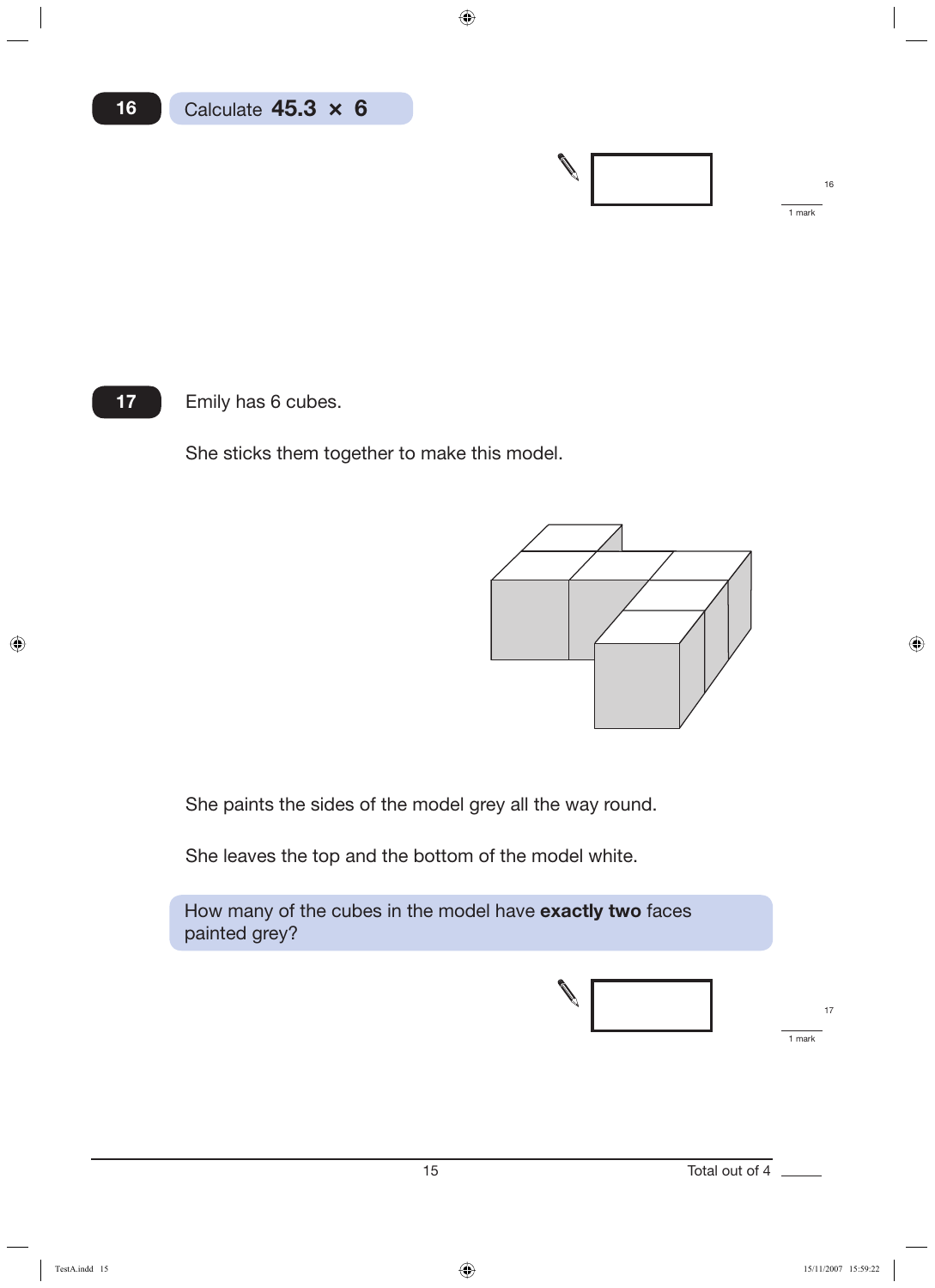**16** Calculate **45.3 × 6**

1 mark

**17** Emily has 6 cubes.

She sticks them together to make this model.

She paints the sides of the model grey all the way round.

She leaves the top and the bottom of the model white.

How many of the cubes in the model have **exactly two** faces painted grey?

1 mark

Total out of 4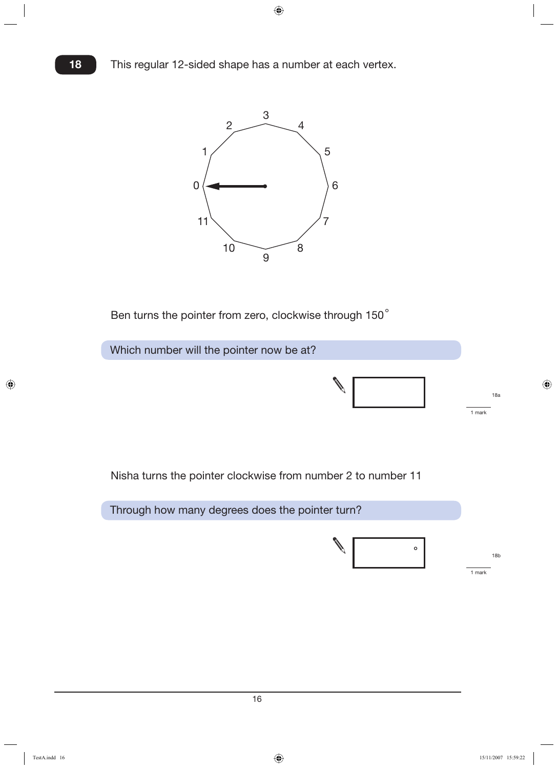**18** This regular 12-sided shape has a number at each vertex.

Ben turns the pointer from zero, clockwise through 150°

Which number will the pointer now be at?

18a — 1 mark

Nisha turns the pointer clockwise from number 2 to number 11

Through how many degrees does the pointer turn?

°

18b — 1 mark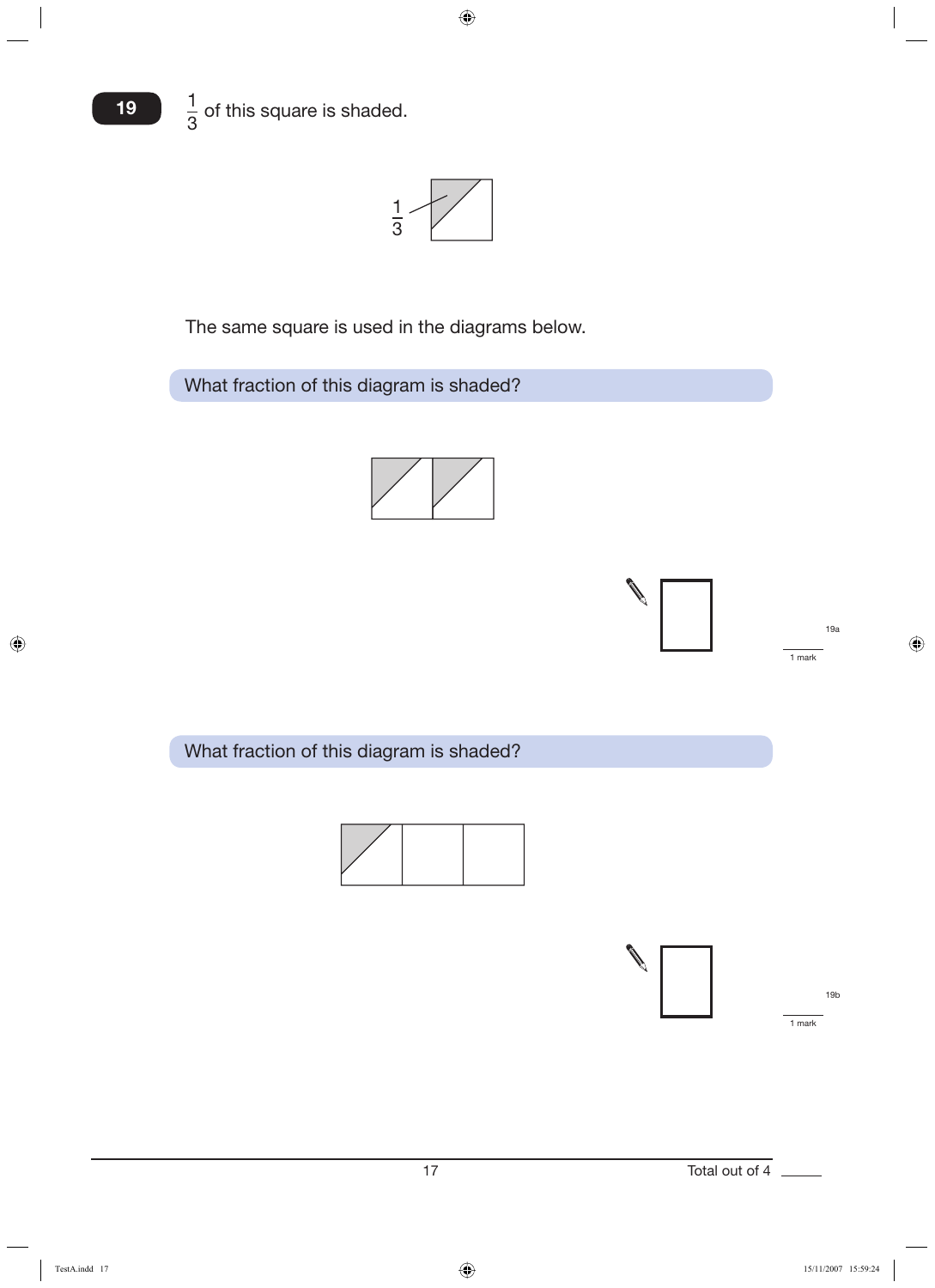**19** $\frac{1}{3}$ of this square is shaded.

$\frac{1}{3}$

The same square is used in the diagrams below.

What fraction of this diagram is shaded?

19a

1 mark

What fraction of this diagram is shaded?

19b

1 mark

Total out of 4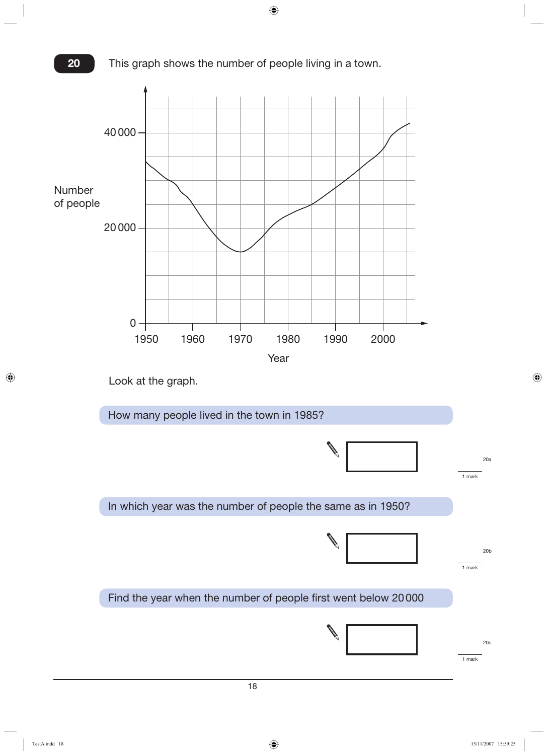**20** This graph shows the number of people living in a town.

Number of people

40 000

20 000

0

1950 1960 1970 1980 1990 2000

Year

Look at the graph.

How many people lived in the town in 1985?

In which year was the number of people the same as in 1950?

Find the year when the number of people first went below 20 000

20a 1 mark

20b 1 mark

20c 1 mark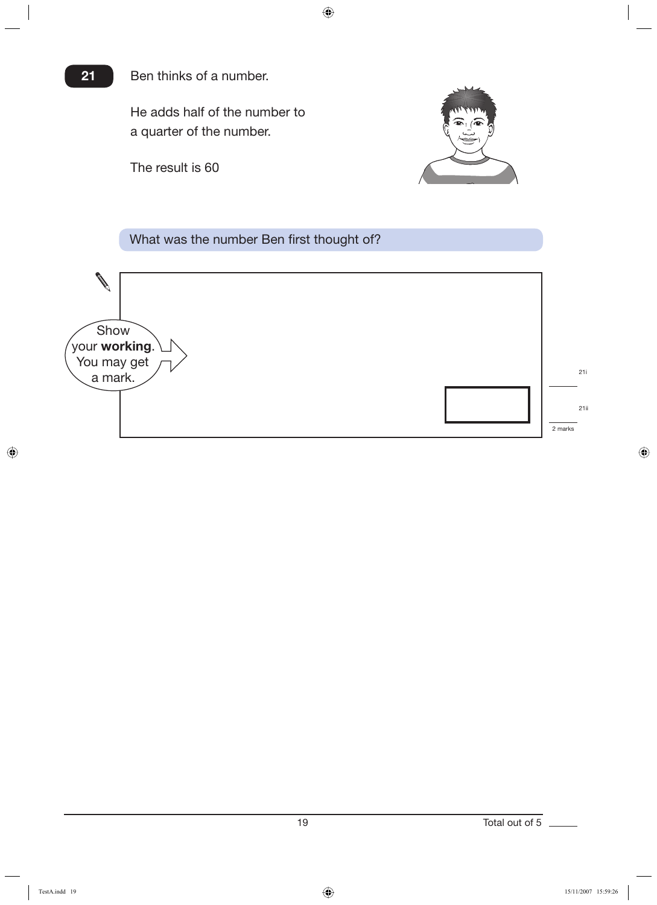**21** Ben thinks of a number.

He adds half of the number to a quarter of the number.

The result is 60

What was the number Ben first thought of?

Show your **working**. You may get a mark.

21i

21ii

2 marks

Total out of 5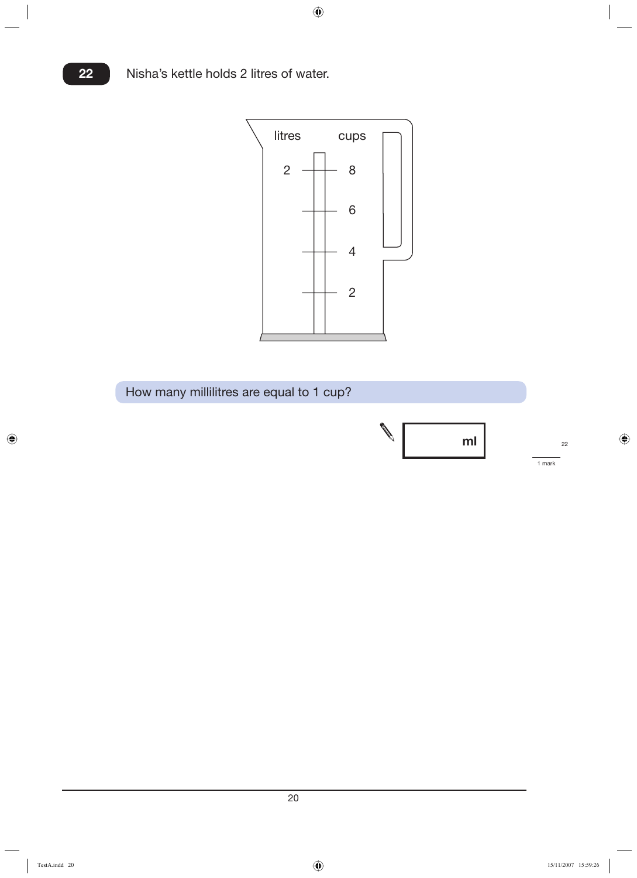**22** Nisha's kettle holds 2 litres of water.

litres cups

2 — 8

6

4

2

How many millilitres are equal to 1 cup?

ml

1 mark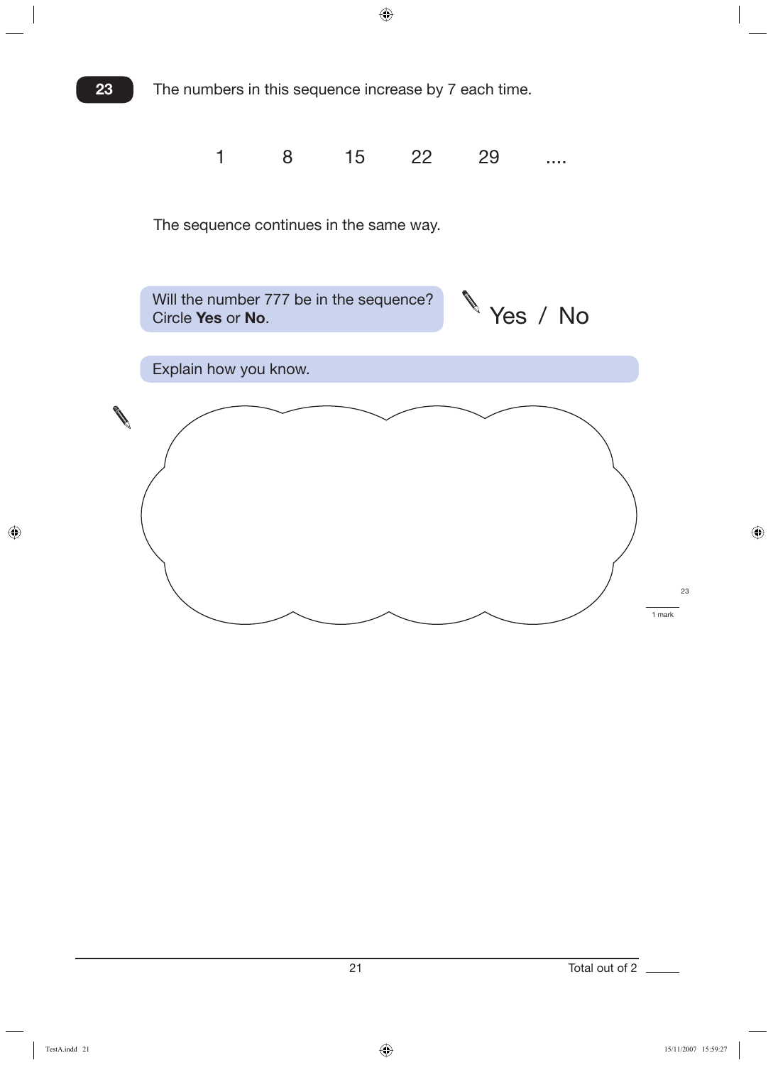**23** The numbers in this sequence increase by 7 each time.

1 8 15 22 29 ....

The sequence continues in the same way.

Will the number 777 be in the sequence?
Circle **Yes** or **No**.

Yes / No

Explain how you know.

23

1 mark

Total out of 2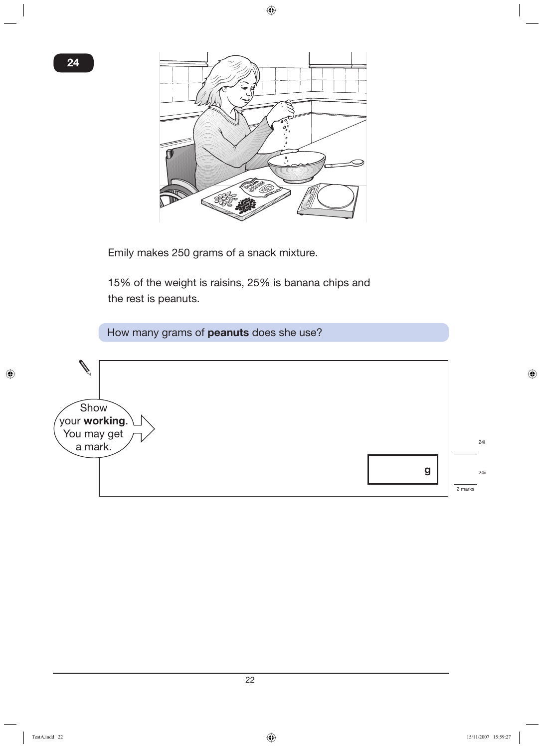24

Emily makes 250 grams of a snack mixture.

15% of the weight is raisins, 25% is banana chips and the rest is peanuts.

How many grams of **peanuts** does she use?

Show your **working**. You may get a mark.

g

2 marks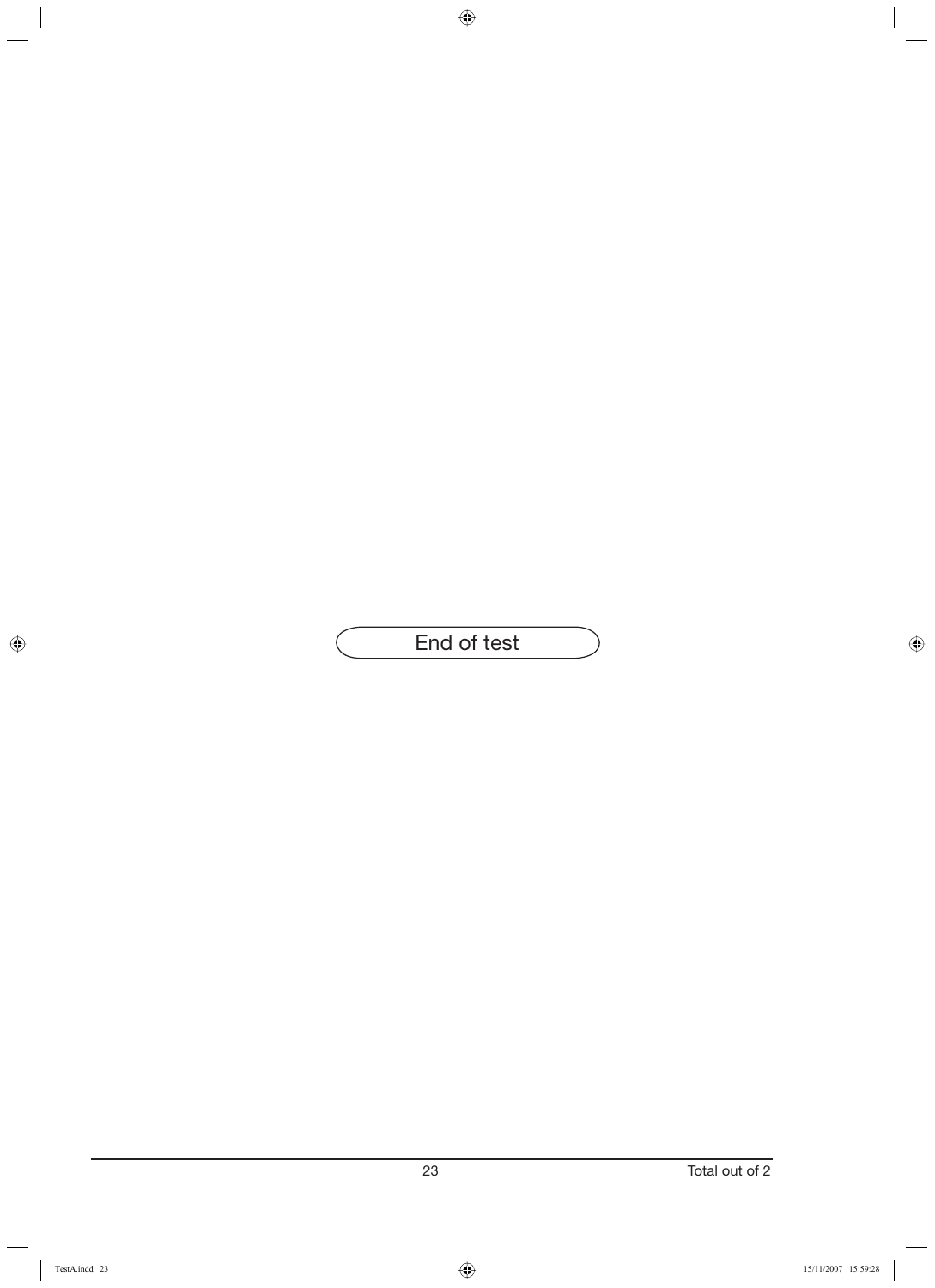End of test

Total out of 2 ______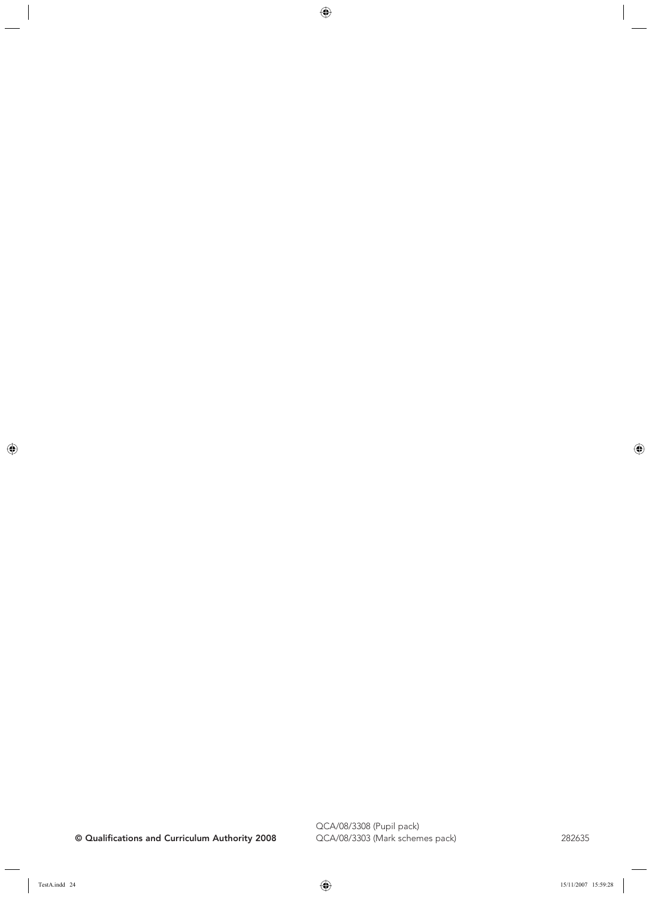© Qualifications and Curriculum Authority 2008

QCA/08/3308 (Pupil pack)
QCA/08/3303 (Mark schemes pack)

282635